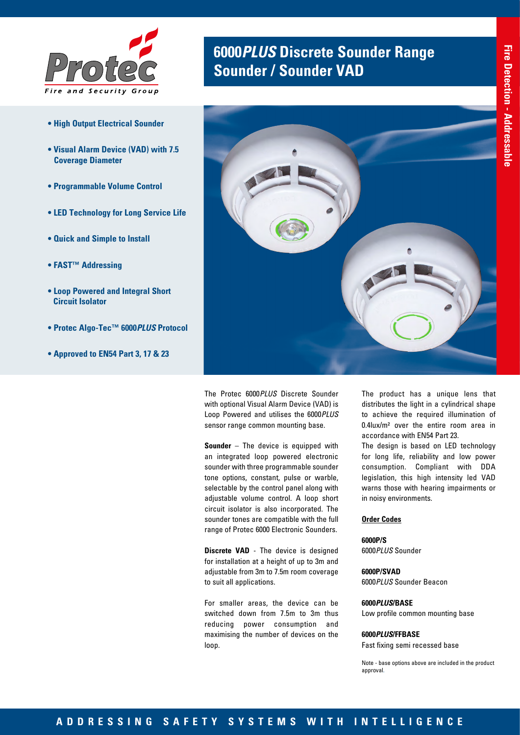# 6000*PLUS* Discrete Sounder Range Sounder / Sounder VAD

- **High Output Electrical Sounder**
- **Visual Alarm Device (VAD) with 7.5 Coverage Diameter**
- **Programmable Volume Control**
- **LED Technology for Long Service Life**
- **Quick and Simple to Install**
- **FAST™ Addressing**
- **Loop Powered and Integral Short Circuit Isolator**
- **Protec Algo-Tec™ 6000*PLUS* Protocol**
- **Approved to EN54 Part 3, 17 & 23**

The Protec 6000*PLUS* Discrete Sounder with optional Visual Alarm Device (VAD) is Loop Powered and utilises the 6000*PLUS* sensor range common mounting base.

**Sounder** – The device is equipped with an integrated loop powered electronic sounder with three programmable sounder tone options, constant, pulse or warble, selectable by the control panel along with adjustable volume control. A loop short circuit isolator is also incorporated. The sounder tones are compatible with the full range of Protec 6000 Electronic Sounders.

**Discrete VAD** - The device is designed for installation at a height of up to 3m and adjustable from 3m to 7.5m room coverage to suit all applications.

For smaller areas, the device can be switched down from 7.5m to 3m thus reducing power consumption and maximising the number of devices on the loop.

The product has a unique lens that distributes the light in a cylindrical shape to achieve the required illumination of 0.4lux/m² over the entire room area in accordance with EN54 Part 23.

The design is based on LED technology for long life, reliability and low power consumption. Compliant with DDA legislation, this high intensity led VAD warns those with hearing impairments or in noisy environments.

## Order Codes

**6000P/S**
6000*PLUS* Sounder

**6000P/SVAD**
6000*PLUS* Sounder Beacon

**6000*PLUS*/BASE**
Low profile common mounting base

**6000*PLUS*/FFBASE**
Fast fixing semi recessed base

Note - base options above are included in the product approval.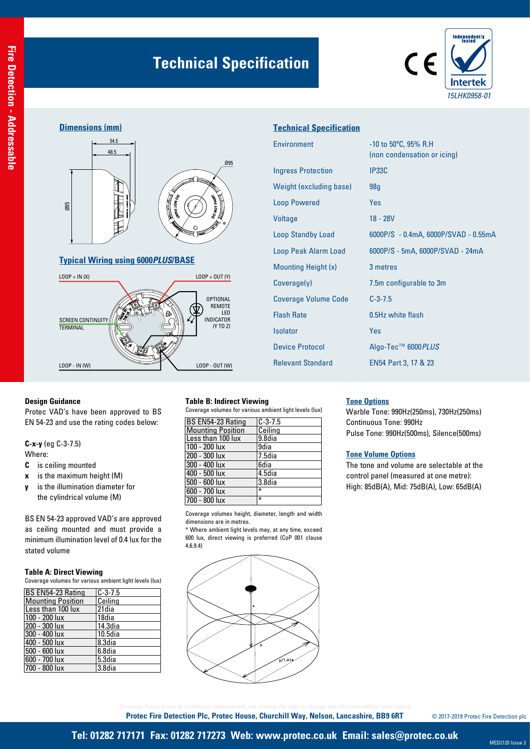# Technical Specification

15LHK0958-01

## Dimensions (mm)

54.5
48.5
Ø95
Ø95

## Typical Wiring using 6000*PLUS*/BASE

LOOP + IN (X)
LOOP + OUT (Y)
OPTIONAL REMOTE LED INDICATOR (Y TO Z)
SCREEN CONTINUITY TERMINAL
LOOP - IN (W)
LOOP - OUT (W)

## Technical Specification

| | |
|---|---|
| Environment | -10 to 50ºC, 95% R.H (non condensation or icing) |
| Ingress Protection | IP33C |
| Weight (excluding base) | 98g |
| Loop Powered | Yes |
| Voltage | 18 - 28V |
| Loop Standby Load | 6000P/S - 0.4mA, 6000P/SVAD - 0.55mA |
| Loop Peak Alarm Load | 6000P/S - 5mA, 6000P/SVAD - 24mA |
| Mounting Height (x) | 3 metres |
| Coverage(y) | 7.5m configurable to 3m |
| Coverage Volume Code | C-3-7.5 |
| Flash Rate | 0.5Hz white flash |
| Isolator | Yes |
| Device Protocol | Algo-Tec™ 6000*PLUS* |
| Relevant Standard | EN54 Part 3, 17 & 23 |

### Design Guidance

Protec VAD's have been approved to BS EN 54-23 and use the rating codes below:

**C-x-y** (eg C-3-7.5)

Where:

- **C** is ceiling mounted
- **x** is the maximum height (M)
- **y** is the illumination diameter for the cylindrical volume (M)

BS EN 54-23 approved VAD's are approved as ceiling mounted and must provide a minimum illumination level of 0.4 lux for the stated volume

### Table A: Direct Viewing

Coverage volumes for various ambient light levels (lux)

| BS EN54-23 Rating | C-3-7.5 |
|---|---|
| Mounting Position | Ceiling |
| Less than 100 lux | 21dia |
| 100 - 200 lux | 18dia |
| 200 - 300 lux | 14.3dia |
| 300 - 400 lux | 10.5dia |
| 400 - 500 lux | 8.3dia |
| 500 - 600 lux | 6.8dia |
| 600 - 700 lux | 5.3dia |
| 700 - 800 lux | 3.8dia |

### Table B: Indirect Viewing

Coverage volumes for various ambient light levels (lux)

| BS EN54-23 Rating | C-3-7.5 |
|---|---|
| Mounting Position | Ceiling |
| Less than 100 lux | 9.8dia |
| 100 - 200 lux | 9dia |
| 200 - 300 lux | 7.5dia |
| 300 - 400 lux | 6dia |
| 400 - 500 lux | 4.5dia |
| 500 - 600 lux | 3.8dia |
| 600 - 700 lux | * |
| 700 - 800 lux | * |

Coverage volumes height, diameter, length and width dimensions are in metres.

* Where ambient light levels may, at any time, exceed 600 lux, direct viewing is preferred (CoP 001 clause 4.6.9.4)

x
y
y/1.414

### Tone Options

Warble Tone: 990Hz(250ms), 730Hz(250ms)
Continuous Tone: 990Hz
Pulse Tone: 990Hz(500ms), Silence(500ms)

### Tone Volume Options

The tone and volume are selectable at the control panel (measured at one metre):
High: 85dB(A), Mid: 75dB(A), Low: 65dB(A)

Company Policy is one of continuous improvement, we reserve the right to change specification without prior notice

**Protec Fire Detection Plc, Protec House, Churchill Way, Nelson, Lancashire, BB9 6RT**

© 2017-2019 Protec Fire Detection plc

**Tel: 01282 717171 Fax: 01282 717273 Web: www.protec.co.uk Email: sales@protec.co.uk**

MED2120 Issue 2